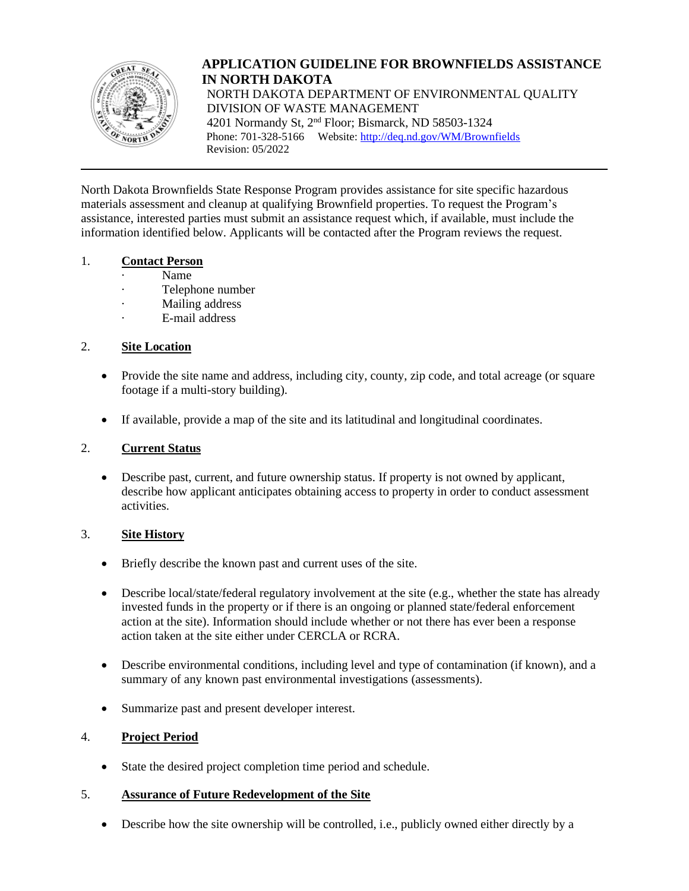# APPLICATION GUIDELINE FOR BROWNFIELDS ASSISTANCE IN NORTH DAKOTA

NORTH DAKOTA DEPARTMENT OF ENVIRONMENTAL QUALITY
DIVISION OF WASTE MANAGEMENT
4201 Normandy St, 2nd Floor; Bismarck, ND 58503-1324
Phone: 701-328-5166 Website: http://deq.nd.gov/WM/Brownfields
Revision: 05/2022

---

North Dakota Brownfields State Response Program provides assistance for site specific hazardous materials assessment and cleanup at qualifying Brownfield properties. To request the Program's assistance, interested parties must submit an assistance request which, if available, must include the information identified below. Applicants will be contacted after the Program reviews the request.

1. **Contact Person**
   - Name
   - Telephone number
   - Mailing address
   - E-mail address

2. **Site Location**
   - Provide the site name and address, including city, county, zip code, and total acreage (or square footage if a multi-story building).
   - If available, provide a map of the site and its latitudinal and longitudinal coordinates.

2. **Current Status**
   - Describe past, current, and future ownership status. If property is not owned by applicant, describe how applicant anticipates obtaining access to property in order to conduct assessment activities.

3. **Site History**
   - Briefly describe the known past and current uses of the site.
   - Describe local/state/federal regulatory involvement at the site (e.g., whether the state has already invested funds in the property or if there is an ongoing or planned state/federal enforcement action at the site). Information should include whether or not there has ever been a response action taken at the site either under CERCLA or RCRA.
   - Describe environmental conditions, including level and type of contamination (if known), and a summary of any known past environmental investigations (assessments).
   - Summarize past and present developer interest.

4. **Project Period**
   - State the desired project completion time period and schedule.

5. **Assurance of Future Redevelopment of the Site**
   - Describe how the site ownership will be controlled, i.e., publicly owned either directly by a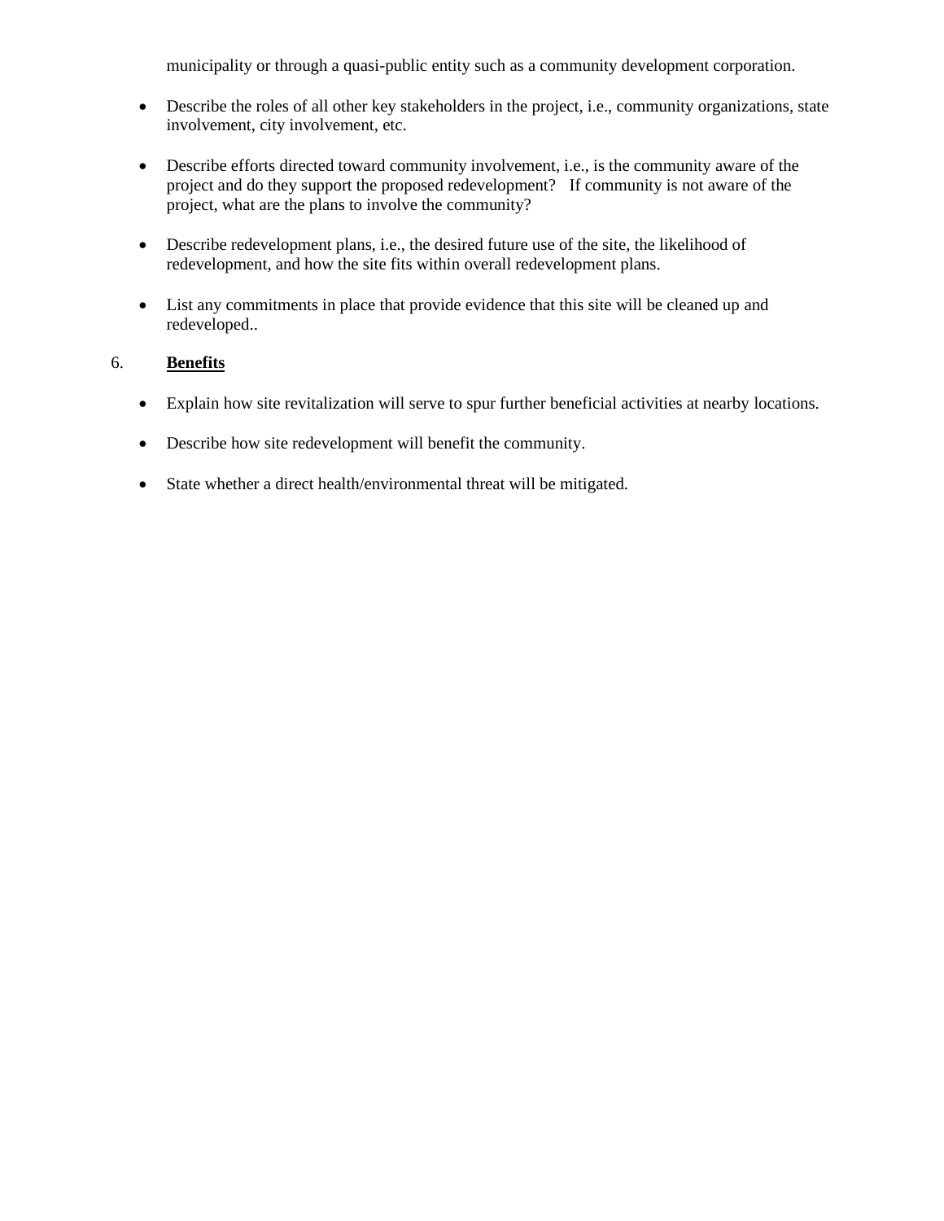municipality or through a quasi-public entity such as a community development corporation.

- Describe the roles of all other key stakeholders in the project, i.e., community organizations, state involvement, city involvement, etc.

- Describe efforts directed toward community involvement, i.e., is the community aware of the project and do they support the proposed redevelopment? If community is not aware of the project, what are the plans to involve the community?

- Describe redevelopment plans, i.e., the desired future use of the site, the likelihood of redevelopment, and how the site fits within overall redevelopment plans.

- List any commitments in place that provide evidence that this site will be cleaned up and redeveloped..

6. **Benefits**

- Explain how site revitalization will serve to spur further beneficial activities at nearby locations.

- Describe how site redevelopment will benefit the community.

- State whether a direct health/environmental threat will be mitigated.